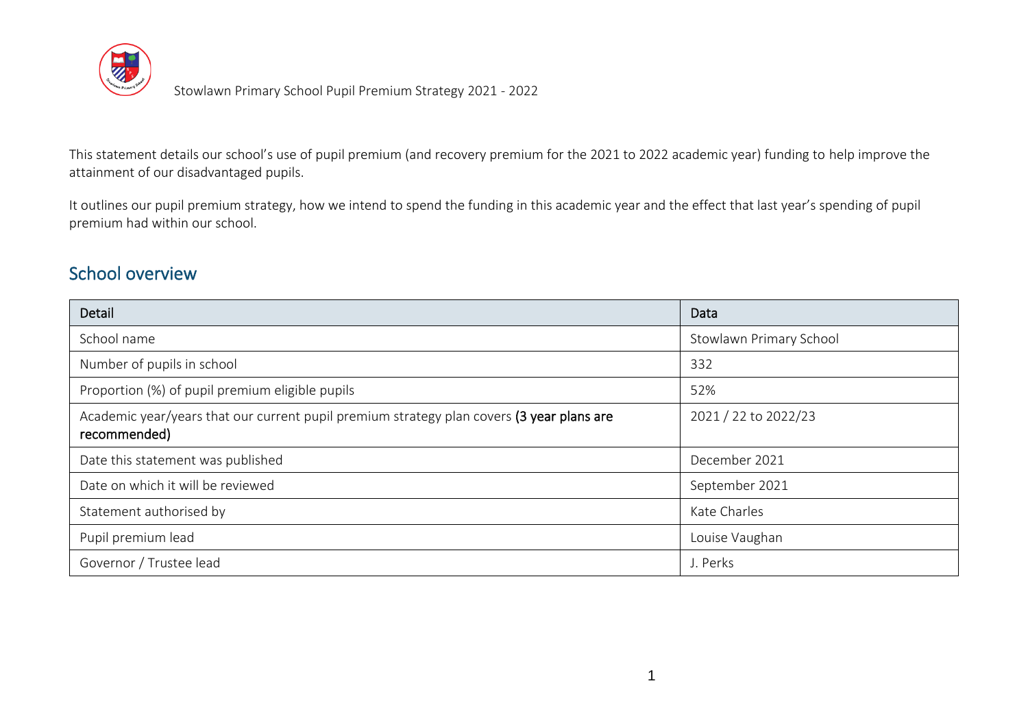Stowlawn Primary School Pupil Premium Strategy 2021 - 2022

This statement details our school's use of pupil premium (and recovery premium for the 2021 to 2022 academic year) funding to help improve the attainment of our disadvantaged pupils.

It outlines our pupil premium strategy, how we intend to spend the funding in this academic year and the effect that last year's spending of pupil premium had within our school.

## School overview

| Detail | Data |
|---|---|
| School name | Stowlawn Primary School |
| Number of pupils in school | 332 |
| Proportion (%) of pupil premium eligible pupils | 52% |
| Academic year/years that our current pupil premium strategy plan covers **(3 year plans are recommended)** | 2021 / 22 to 2022/23 |
| Date this statement was published | December 2021 |
| Date on which it will be reviewed | September 2021 |
| Statement authorised by | Kate Charles |
| Pupil premium lead | Louise Vaughan |
| Governor / Trustee lead | J. Perks |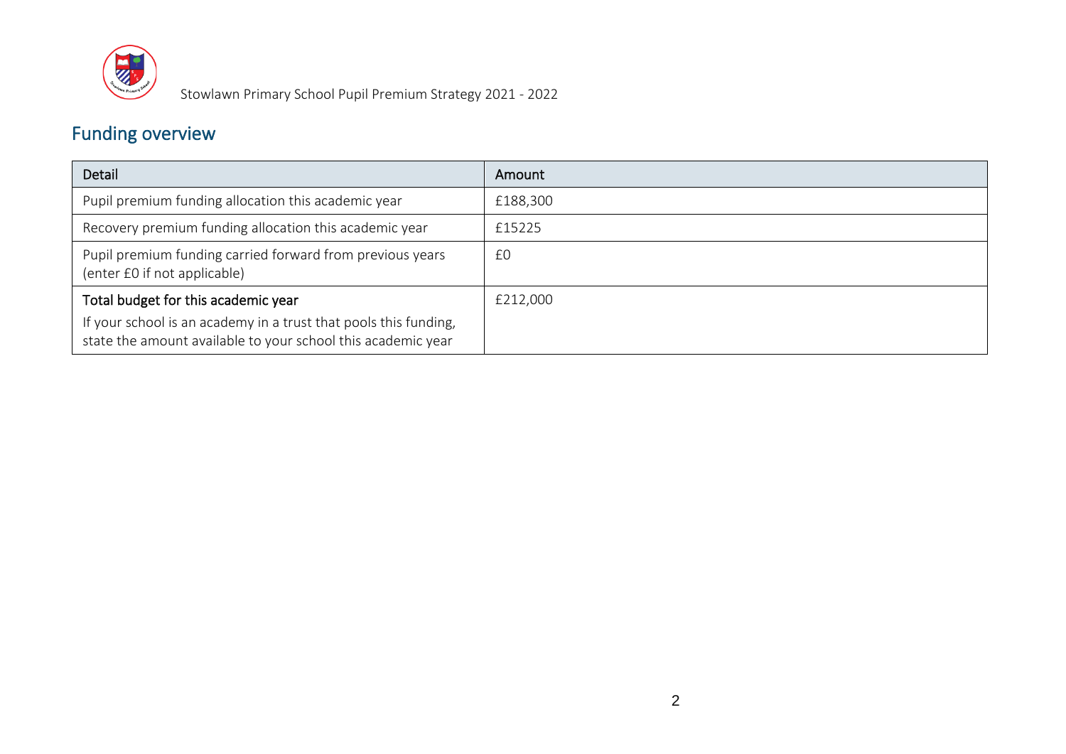## Funding overview

| Detail | Amount |
|---|---|
| Pupil premium funding allocation this academic year | £188,300 |
| Recovery premium funding allocation this academic year | £15225 |
| Pupil premium funding carried forward from previous years (enter £0 if not applicable) | £0 |
| Total budget for this academic year<br>If your school is an academy in a trust that pools this funding, state the amount available to your school this academic year | £212,000 |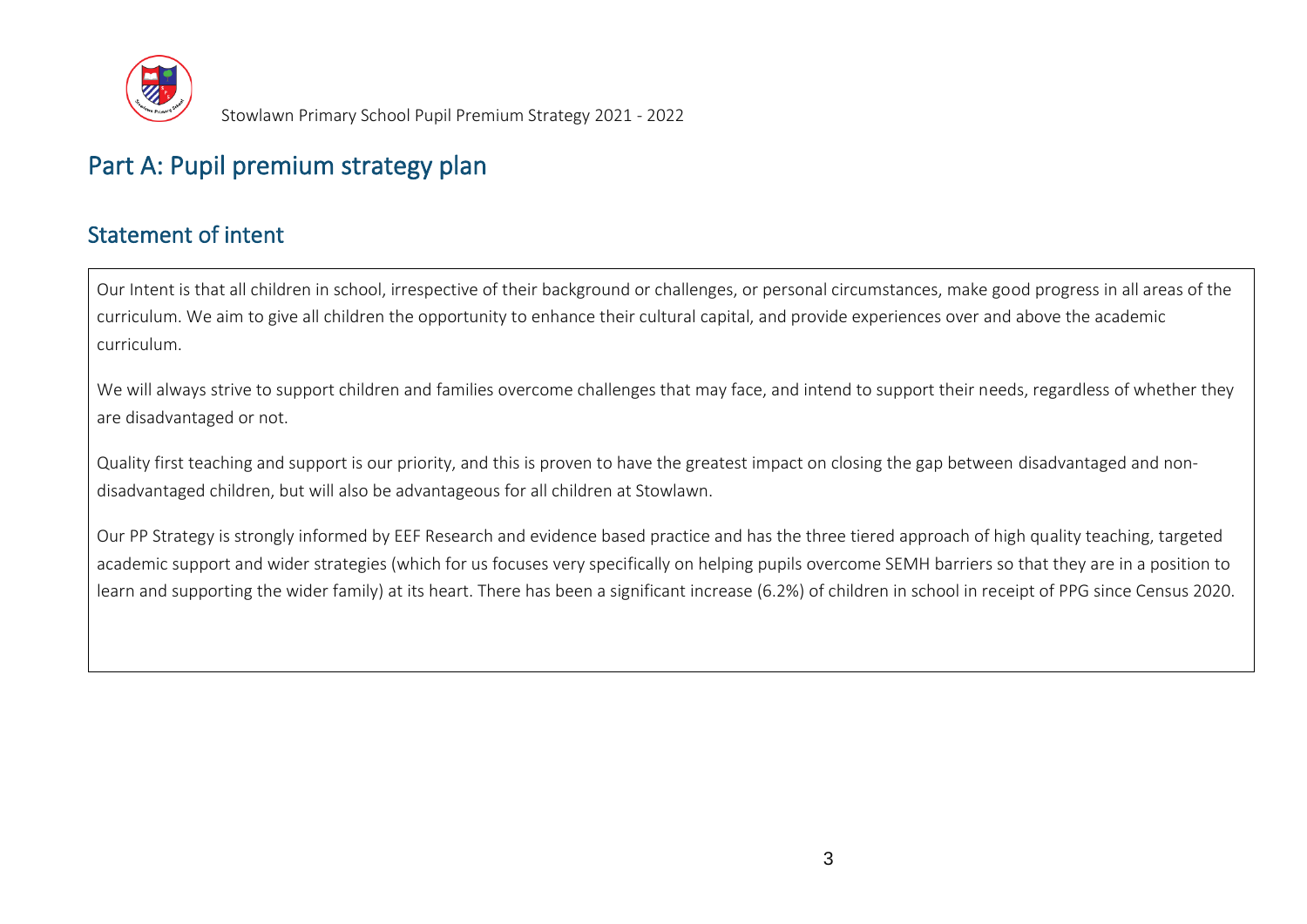# Part A: Pupil premium strategy plan

## Statement of intent

Our Intent is that all children in school, irrespective of their background or challenges, or personal circumstances, make good progress in all areas of the curriculum. We aim to give all children the opportunity to enhance their cultural capital, and provide experiences over and above the academic curriculum.

We will always strive to support children and families overcome challenges that may face, and intend to support their needs, regardless of whether they are disadvantaged or not.

Quality first teaching and support is our priority, and this is proven to have the greatest impact on closing the gap between disadvantaged and non-disadvantaged children, but will also be advantageous for all children at Stowlawn.

Our PP Strategy is strongly informed by EEF Research and evidence based practice and has the three tiered approach of high quality teaching, targeted academic support and wider strategies (which for us focuses very specifically on helping pupils overcome SEMH barriers so that they are in a position to learn and supporting the wider family) at its heart. There has been a significant increase (6.2%) of children in school in receipt of PPG since Census 2020.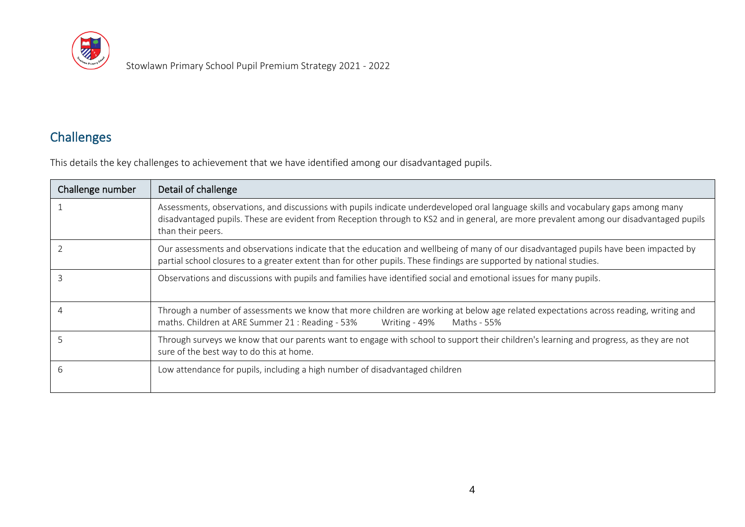## Challenges

This details the key challenges to achievement that we have identified among our disadvantaged pupils.

| Challenge number | Detail of challenge |
| --- | --- |
| 1 | Assessments, observations, and discussions with pupils indicate underdeveloped oral language skills and vocabulary gaps among many disadvantaged pupils. These are evident from Reception through to KS2 and in general, are more prevalent among our disadvantaged pupils than their peers. |
| 2 | Our assessments and observations indicate that the education and wellbeing of many of our disadvantaged pupils have been impacted by partial school closures to a greater extent than for other pupils. These findings are supported by national studies. |
| 3 | Observations and discussions with pupils and families have identified social and emotional issues for many pupils. |
| 4 | Through a number of assessments we know that more children are working at below age related expectations across reading, writing and maths. Children at ARE Summer 21 : Reading - 53% Writing - 49% Maths - 55% |
| 5 | Through surveys we know that our parents want to engage with school to support their children's learning and progress, as they are not sure of the best way to do this at home. |
| 6 | Low attendance for pupils, including a high number of disadvantaged children |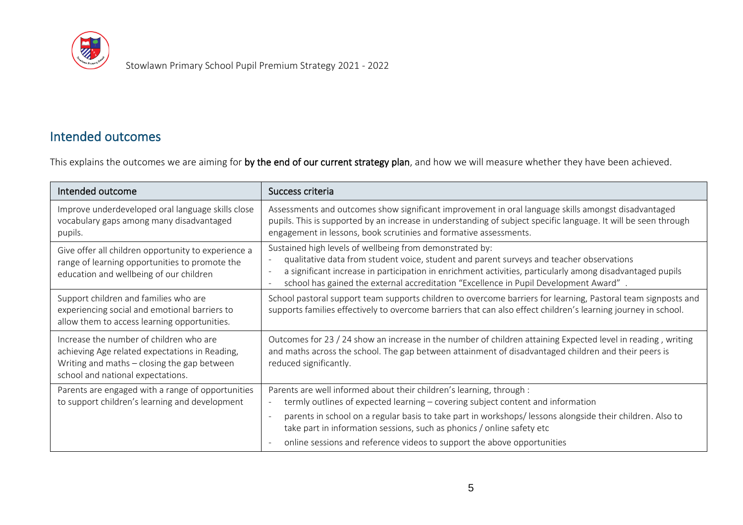## Intended outcomes

This explains the outcomes we are aiming for **by the end of our current strategy plan**, and how we will measure whether they have been achieved.

| Intended outcome | Success criteria |
|---|---|
| Improve underdeveloped oral language skills close vocabulary gaps among many disadvantaged pupils. | Assessments and outcomes show significant improvement in oral language skills amongst disadvantaged pupils. This is supported by an increase in understanding of subject specific language. It will be seen through engagement in lessons, book scrutinies and formative assessments. |
| Give offer all children opportunity to experience a range of learning opportunities to promote the education and wellbeing of our children | Sustained high levels of wellbeing from demonstrated by:<br>- qualitative data from student voice, student and parent surveys and teacher observations<br>- a significant increase in participation in enrichment activities, particularly among disadvantaged pupils<br>- school has gained the external accreditation "Excellence in Pupil Development Award" . |
| Support children and families who are experiencing social and emotional barriers to allow them to access learning opportunities. | School pastoral support team supports children to overcome barriers for learning, Pastoral team signposts and supports families effectively to overcome barriers that can also effect children's learning journey in school. |
| Increase the number of children who are achieving Age related expectations in Reading, Writing and maths – closing the gap between school and national expectations. | Outcomes for 23 / 24 show an increase in the number of children attaining Expected level in reading , writing and maths across the school. The gap between attainment of disadvantaged children and their peers is reduced significantly. |
| Parents are engaged with a range of opportunities to support children's learning and development | Parents are well informed about their children's learning, through :<br>- termly outlines of expected learning – covering subject content and information<br>- parents in school on a regular basis to take part in workshops/ lessons alongside their children. Also to take part in information sessions, such as phonics / online safety etc<br>- online sessions and reference videos to support the above opportunities |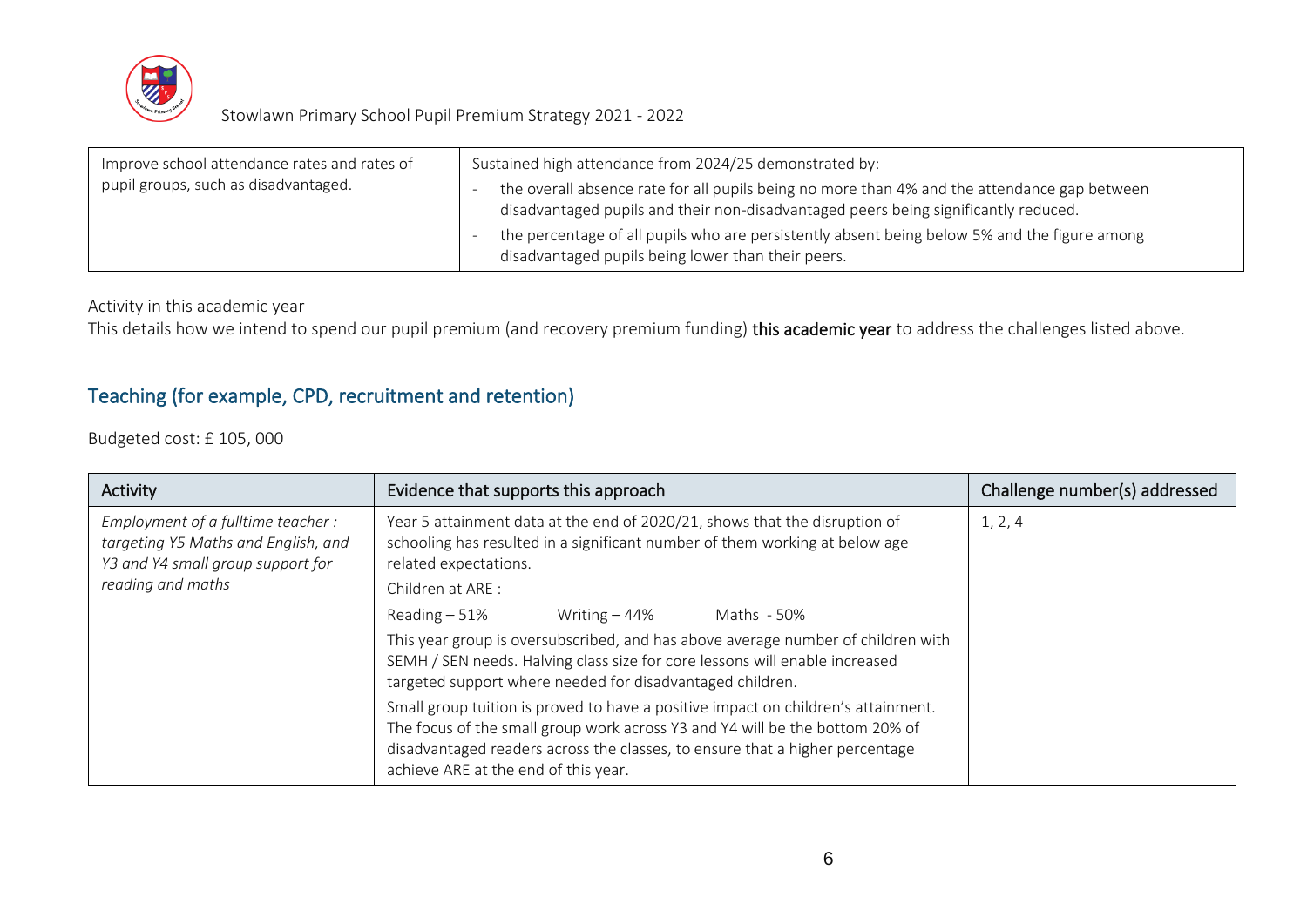| Improve school attendance rates and rates of pupil groups, such as disadvantaged. | Sustained high attendance from 2024/25 demonstrated by:<br>- the overall absence rate for all pupils being no more than 4% and the attendance gap between disadvantaged pupils and their non-disadvantaged peers being significantly reduced.<br>- the percentage of all pupils who are persistently absent being below 5% and the figure among disadvantaged pupils being lower than their peers. |
|---|---|

Activity in this academic year

This details how we intend to spend our pupil premium (and recovery premium funding) **this academic year** to address the challenges listed above.

## Teaching (for example, CPD, recruitment and retention)

Budgeted cost: £ 105, 000

| Activity | Evidence that supports this approach | Challenge number(s) addressed |
|---|---|---|
| *Employment of a fulltime teacher : targeting Y5 Maths and English, and Y3 and Y4 small group support for reading and maths* | Year 5 attainment data at the end of 2020/21, shows that the disruption of schooling has resulted in a significant number of them working at below age related expectations.<br>Children at ARE :<br>Reading – 51% Writing – 44% Maths - 50%<br>This year group is oversubscribed, and has above average number of children with SEMH / SEN needs. Halving class size for core lessons will enable increased targeted support where needed for disadvantaged children.<br>Small group tuition is proved to have a positive impact on children's attainment. The focus of the small group work across Y3 and Y4 will be the bottom 20% of disadvantaged readers across the classes, to ensure that a higher percentage achieve ARE at the end of this year. | 1, 2, 4 |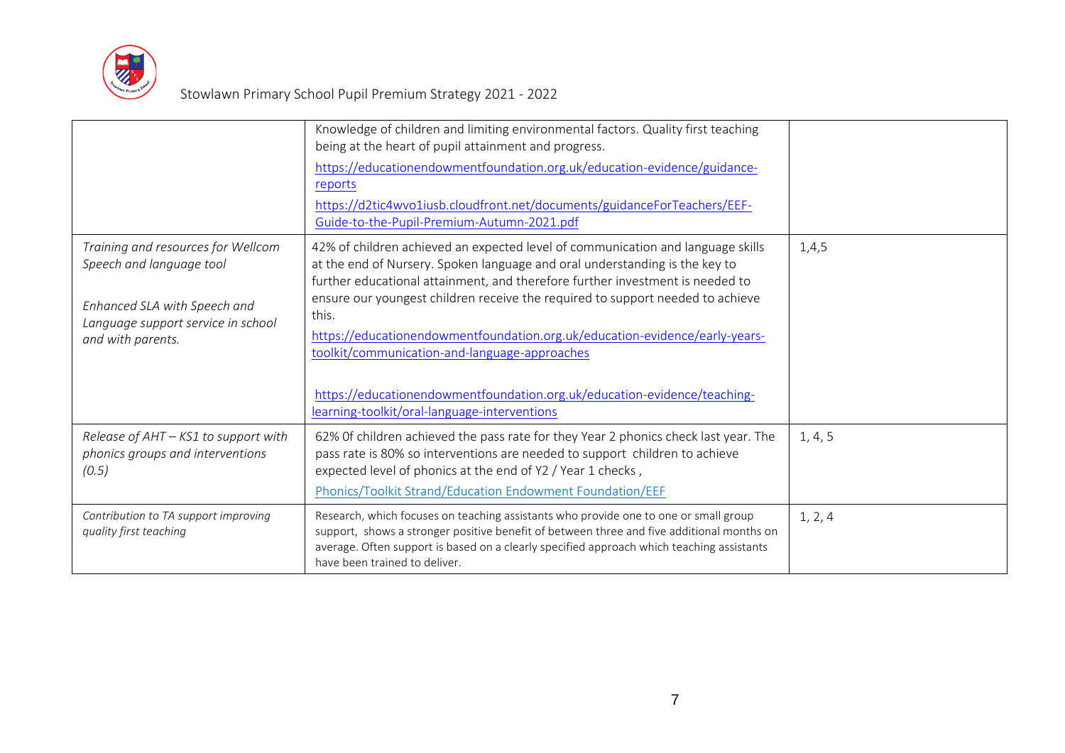| | | |
|---|---|---|
| | Knowledge of children and limiting environmental factors. Quality first teaching being at the heart of pupil attainment and progress. [https://educationendowmentfoundation.org.uk/education-evidence/guidance-reports](https://educationendowmentfoundation.org.uk/education-evidence/guidance-reports) [https://d2tic4wvo1iusb.cloudfront.net/documents/guidanceForTeachers/EEF-Guide-to-the-Pupil-Premium-Autumn-2021.pdf](https://d2tic4wvo1iusb.cloudfront.net/documents/guidanceForTeachers/EEF-Guide-to-the-Pupil-Premium-Autumn-2021.pdf) | |
| *Training and resources for Wellcom Speech and language tool* *Enhanced SLA with Speech and Language support service in school and with parents.* | 42% of children achieved an expected level of communication and language skills at the end of Nursery. Spoken language and oral understanding is the key to further educational attainment, and therefore further investment is needed to ensure our youngest children receive the required to support needed to achieve this. [https://educationendowmentfoundation.org.uk/education-evidence/early-years-toolkit/communication-and-language-approaches](https://educationendowmentfoundation.org.uk/education-evidence/early-years-toolkit/communication-and-language-approaches) [https://educationendowmentfoundation.org.uk/education-evidence/teaching-learning-toolkit/oral-language-interventions](https://educationendowmentfoundation.org.uk/education-evidence/teaching-learning-toolkit/oral-language-interventions) | 1,4,5 |
| *Release of AHT – KS1 to support with phonics groups and interventions (0.5)* | 62% Of children achieved the pass rate for they Year 2 phonics check last year. The pass rate is 80% so interventions are needed to support children to achieve expected level of phonics at the end of Y2 / Year 1 checks, Phonics/Toolkit Strand/Education Endowment Foundation/EEF | 1, 4, 5 |
| *Contribution to TA support improving quality first teaching* | Research, which focuses on teaching assistants who provide one to one or small group support, shows a stronger positive benefit of between three and five additional months on average. Often support is based on a clearly specified approach which teaching assistants have been trained to deliver. | 1, 2, 4 |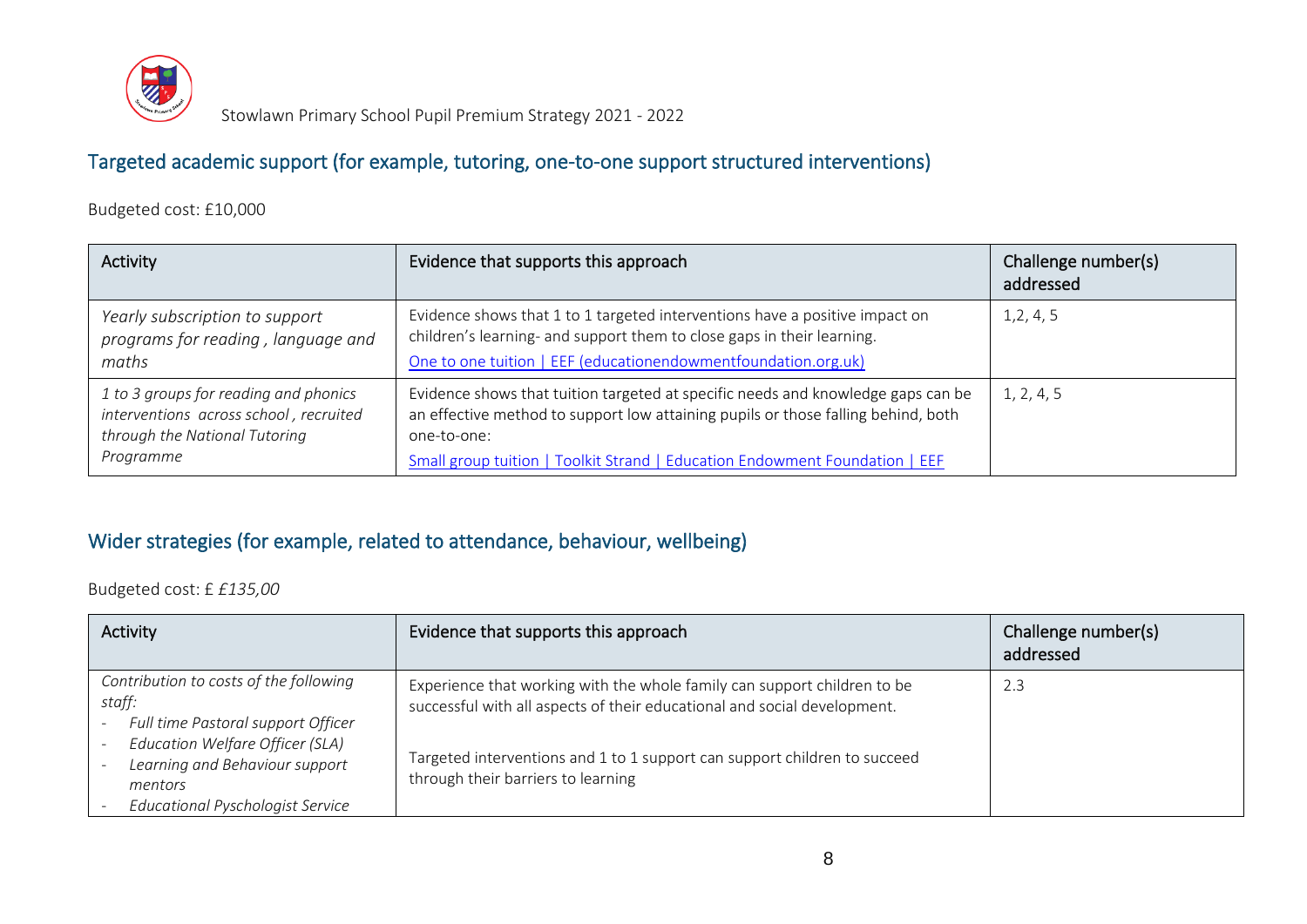## Targeted academic support (for example, tutoring, one-to-one support structured interventions)

Budgeted cost: £10,000

| Activity | Evidence that supports this approach | Challenge number(s) addressed |
| --- | --- | --- |
| *Yearly subscription to support programs for reading , language and maths* | Evidence shows that 1 to 1 targeted interventions have a positive impact on children's learning- and support them to close gaps in their learning. [One to one tuition \| EEF (educationendowmentfoundation.org.uk)] | 1,2, 4, 5 |
| *1 to 3 groups for reading and phonics interventions across school , recruited through the National Tutoring Programme* | Evidence shows that tuition targeted at specific needs and knowledge gaps can be an effective method to support low attaining pupils or those falling behind, both one-to-one: [Small group tuition \| Toolkit Strand \| Education Endowment Foundation \| EEF] | 1, 2, 4, 5 |

## Wider strategies (for example, related to attendance, behaviour, wellbeing)

Budgeted cost: £ *£135,00*

| Activity | Evidence that supports this approach | Challenge number(s) addressed |
| --- | --- | --- |
| *Contribution to costs of the following staff:* <br> - *Full time Pastoral support Officer* <br> - *Education Welfare Officer (SLA)* <br> - *Learning and Behaviour support mentors* <br> - *Educational Pyschologist Service* | Experience that working with the whole family can support children to be successful with all aspects of their educational and social development. <br><br> Targeted interventions and 1 to 1 support can support children to succeed through their barriers to learning | 2.3 |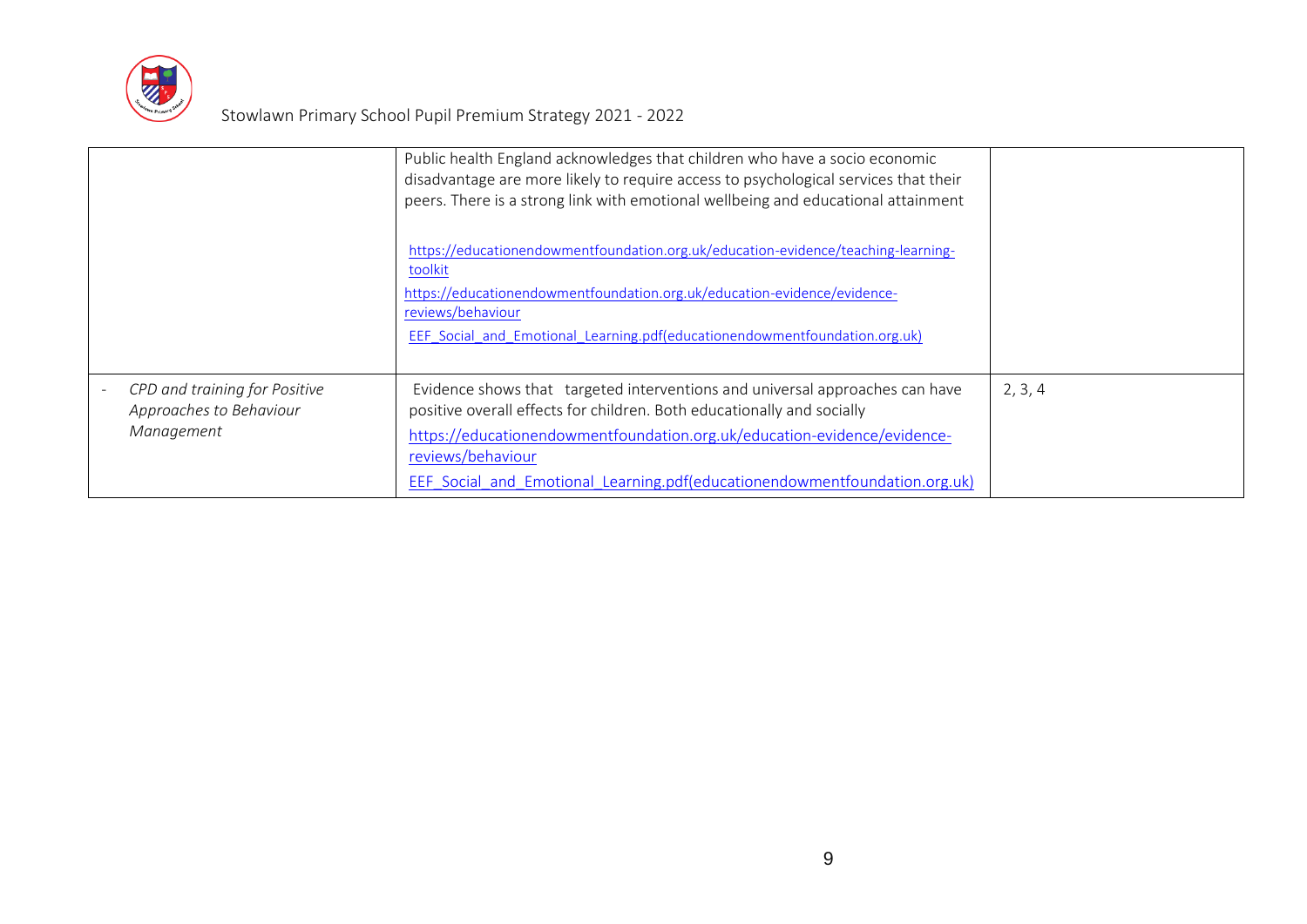| | | |
|---|---|---|
| | Public health England acknowledges that children who have a socio economic disadvantage are more likely to require access to psychological services that their peers. There is a strong link with emotional wellbeing and educational attainment<br><br>https://educationendowmentfoundation.org.uk/education-evidence/teaching-learning-toolkit<br>https://educationendowmentfoundation.org.uk/education-evidence/evidence-reviews/behaviour<br>EEF_Social_and_Emotional_Learning.pdf(educationendowmentfoundation.org.uk) | |
| - *CPD and training for Positive Approaches to Behaviour Management* | Evidence shows that targeted interventions and universal approaches can have positive overall effects for children. Both educationally and socially<br>https://educationendowmentfoundation.org.uk/education-evidence/evidence-reviews/behaviour<br>EEF_Social_and_Emotional_Learning.pdf(educationendowmentfoundation.org.uk) | 2, 3, 4 |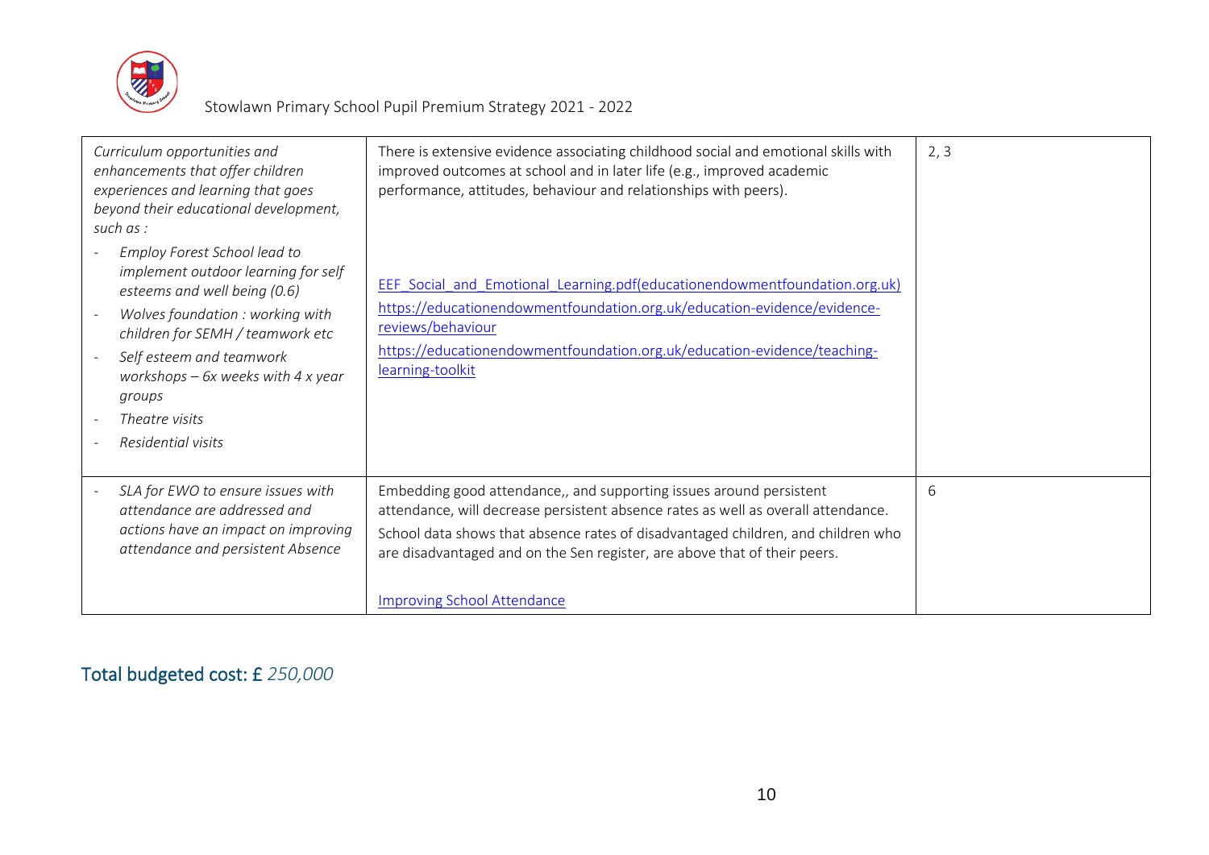| | | |
|---|---|---|
| *Curriculum opportunities and enhancements that offer children experiences and learning that goes beyond their educational development, such as :*<br>- *Employ Forest School lead to implement outdoor learning for self esteems and well being (0.6)*<br>- *Wolves foundation : working with children for SEMH / teamwork etc*<br>- *Self esteem and teamwork workshops – 6x weeks with 4 x year groups*<br>- *Theatre visits*<br>- *Residential visits* | There is extensive evidence associating childhood social and emotional skills with improved outcomes at school and in later life (e.g., improved academic performance, attitudes, behaviour and relationships with peers).<br><br>EEF_Social_and_Emotional_Learning.pdf(educationendowmentfoundation.org.uk)<br>https://educationendowmentfoundation.org.uk/education-evidence/evidence-reviews/behaviour<br>https://educationendowmentfoundation.org.uk/education-evidence/teaching-learning-toolkit | 2, 3 |
| - *SLA for EWO to ensure issues with attendance are addressed and actions have an impact on improving attendance and persistent Absence* | Embedding good attendance,, and supporting issues around persistent attendance, will decrease persistent absence rates as well as overall attendance.<br>School data shows that absence rates of disadvantaged children, and children who are disadvantaged and on the Sen register, are above that of their peers.<br><br>Improving School Attendance | 6 |

## Total budgeted cost: £ *250,000*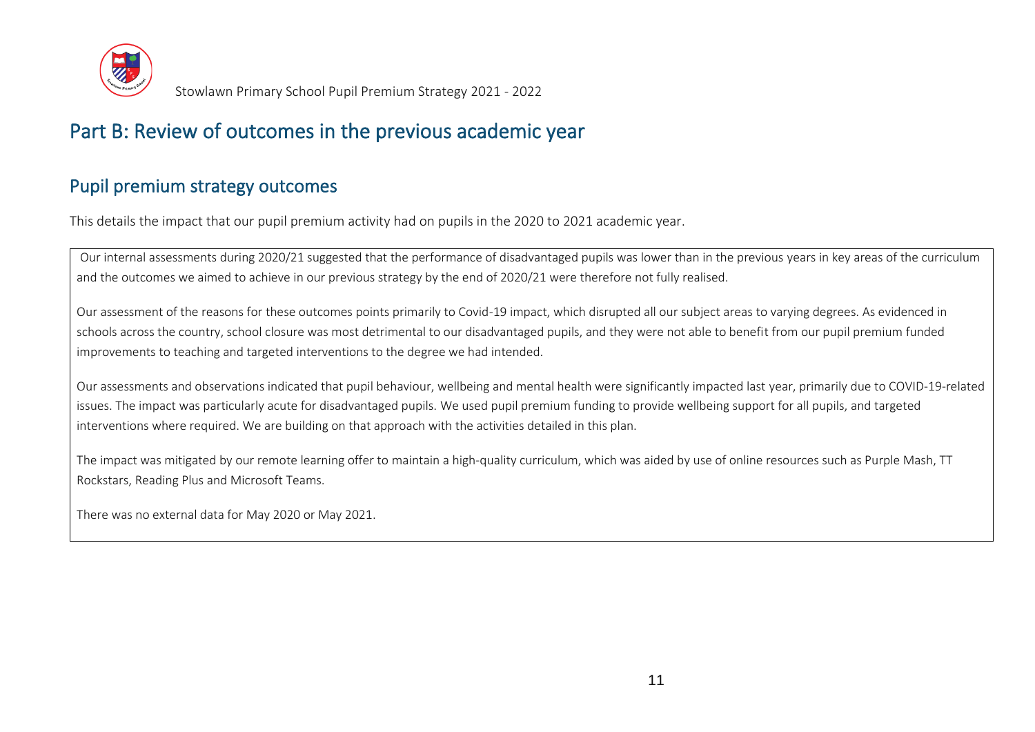# Part B: Review of outcomes in the previous academic year

## Pupil premium strategy outcomes

This details the impact that our pupil premium activity had on pupils in the 2020 to 2021 academic year.

Our internal assessments during 2020/21 suggested that the performance of disadvantaged pupils was lower than in the previous years in key areas of the curriculum and the outcomes we aimed to achieve in our previous strategy by the end of 2020/21 were therefore not fully realised.

Our assessment of the reasons for these outcomes points primarily to Covid-19 impact, which disrupted all our subject areas to varying degrees. As evidenced in schools across the country, school closure was most detrimental to our disadvantaged pupils, and they were not able to benefit from our pupil premium funded improvements to teaching and targeted interventions to the degree we had intended.

Our assessments and observations indicated that pupil behaviour, wellbeing and mental health were significantly impacted last year, primarily due to COVID-19-related issues. The impact was particularly acute for disadvantaged pupils. We used pupil premium funding to provide wellbeing support for all pupils, and targeted interventions where required. We are building on that approach with the activities detailed in this plan.

The impact was mitigated by our remote learning offer to maintain a high-quality curriculum, which was aided by use of online resources such as Purple Mash, TT Rockstars, Reading Plus and Microsoft Teams.

There was no external data for May 2020 or May 2021.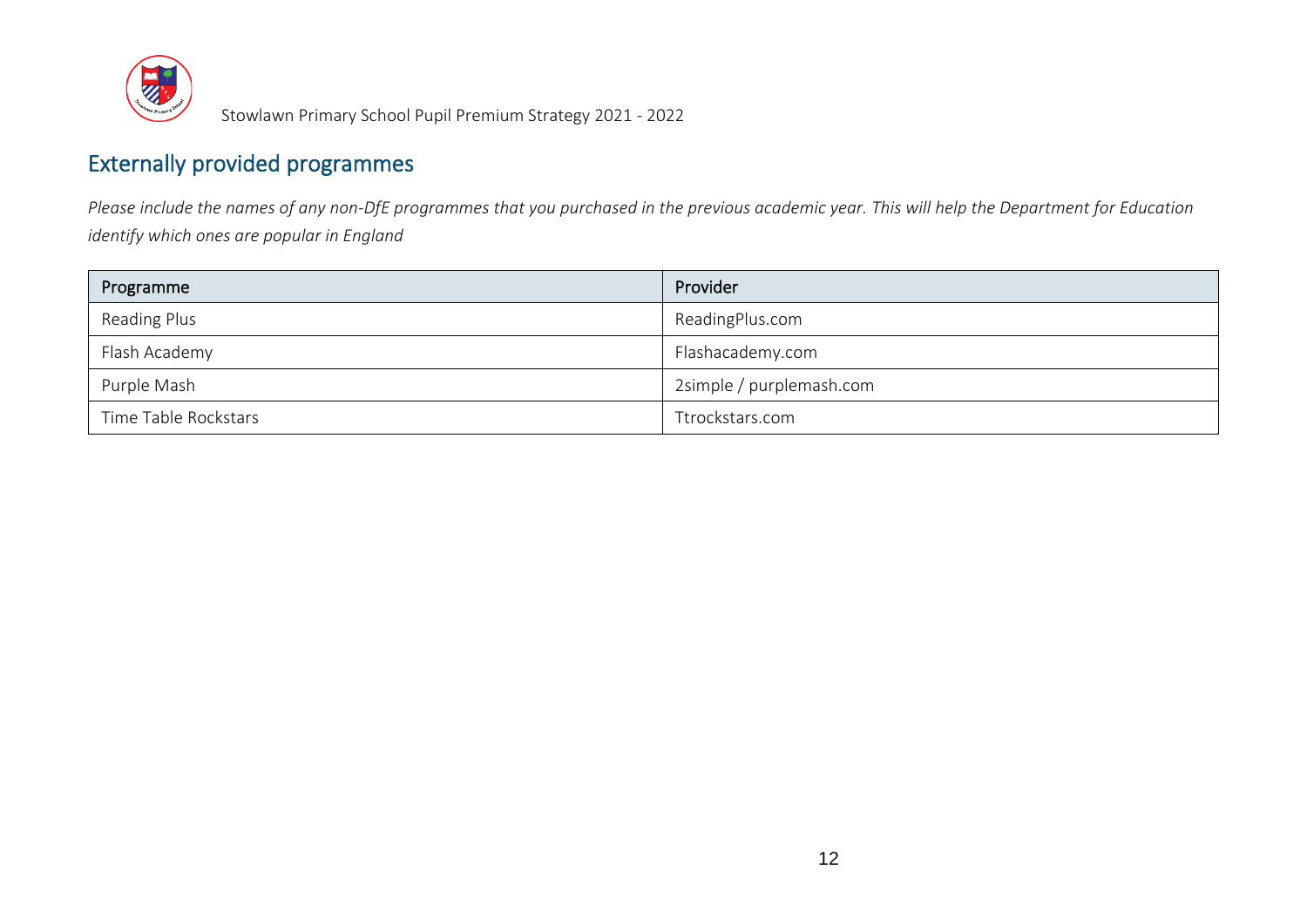## Externally provided programmes

*Please include the names of any non-DfE programmes that you purchased in the previous academic year. This will help the Department for Education identify which ones are popular in England*

| Programme | Provider |
|---|---|
| Reading Plus | ReadingPlus.com |
| Flash Academy | Flashacademy.com |
| Purple Mash | 2simple / purplemash.com |
| Time Table Rockstars | Ttrockstars.com |